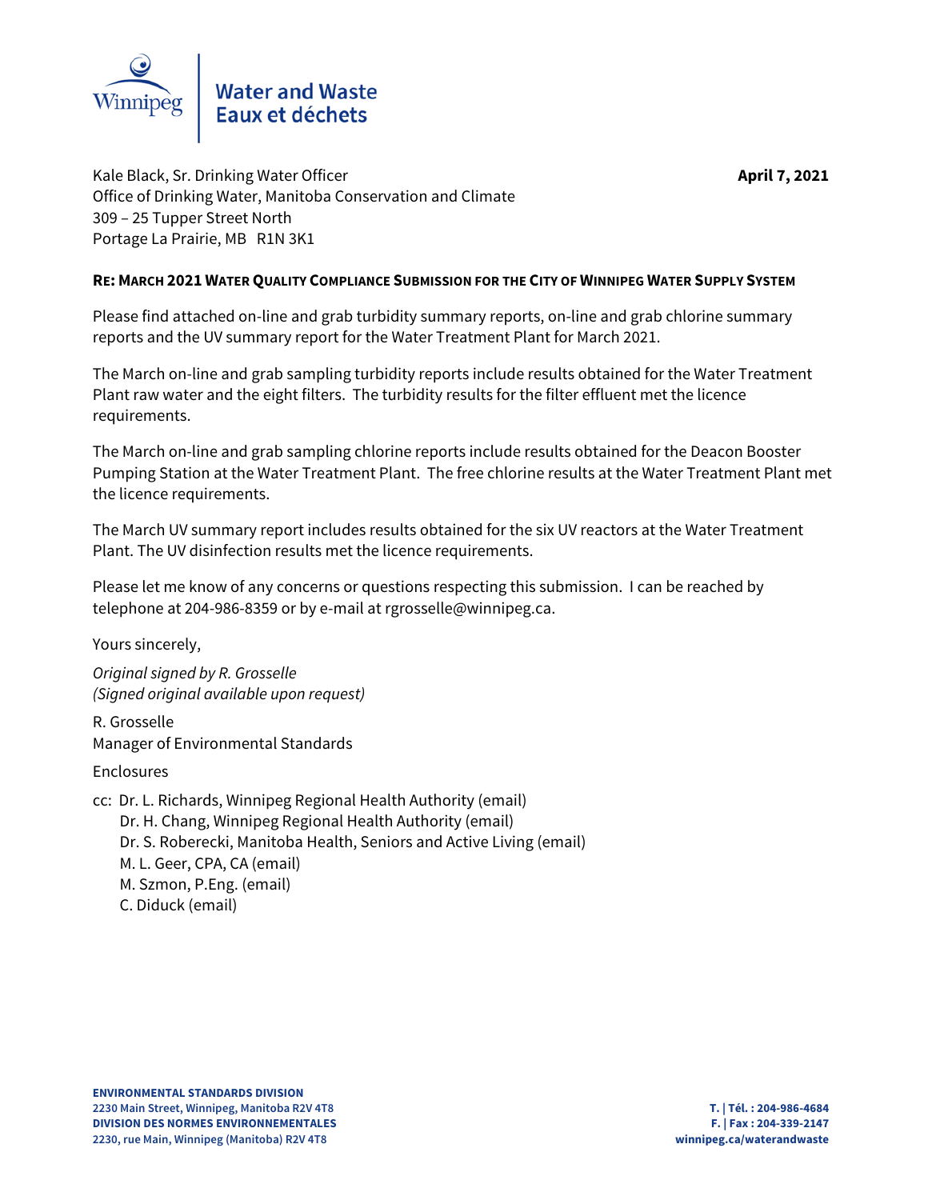Water and Waste
Eaux et déchets

Kale Black, Sr. Drinking Water Officer
Office of Drinking Water, Manitoba Conservation and Climate
309 – 25 Tupper Street North
Portage La Prairie, MB R1N 3K1

**April 7, 2021**

**RE: MARCH 2021 WATER QUALITY COMPLIANCE SUBMISSION FOR THE CITY OF WINNIPEG WATER SUPPLY SYSTEM**

Please find attached on-line and grab turbidity summary reports, on-line and grab chlorine summary reports and the UV summary report for the Water Treatment Plant for March 2021.

The March on-line and grab sampling turbidity reports include results obtained for the Water Treatment Plant raw water and the eight filters. The turbidity results for the filter effluent met the licence requirements.

The March on-line and grab sampling chlorine reports include results obtained for the Deacon Booster Pumping Station at the Water Treatment Plant. The free chlorine results at the Water Treatment Plant met the licence requirements.

The March UV summary report includes results obtained for the six UV reactors at the Water Treatment Plant. The UV disinfection results met the licence requirements.

Please let me know of any concerns or questions respecting this submission. I can be reached by telephone at 204-986-8359 or by e-mail at rgrosselle@winnipeg.ca.

Yours sincerely,

*Original signed by R. Grosselle*
*(Signed original available upon request)*

R. Grosselle
Manager of Environmental Standards

Enclosures

cc: Dr. L. Richards, Winnipeg Regional Health Authority (email)
Dr. H. Chang, Winnipeg Regional Health Authority (email)
Dr. S. Roberecki, Manitoba Health, Seniors and Active Living (email)
M. L. Geer, CPA, CA (email)
M. Szmon, P.Eng. (email)
C. Diduck (email)

**ENVIRONMENTAL STANDARDS DIVISION**
**2230 Main Street, Winnipeg, Manitoba R2V 4T8**
**DIVISION DES NORMES ENVIRONNEMENTALES**
**2230, rue Main, Winnipeg (Manitoba) R2V 4T8**

**T. | Tél. : 204-986-4684**
**F. | Fax : 204-339-2147**
**winnipeg.ca/waterandwaste**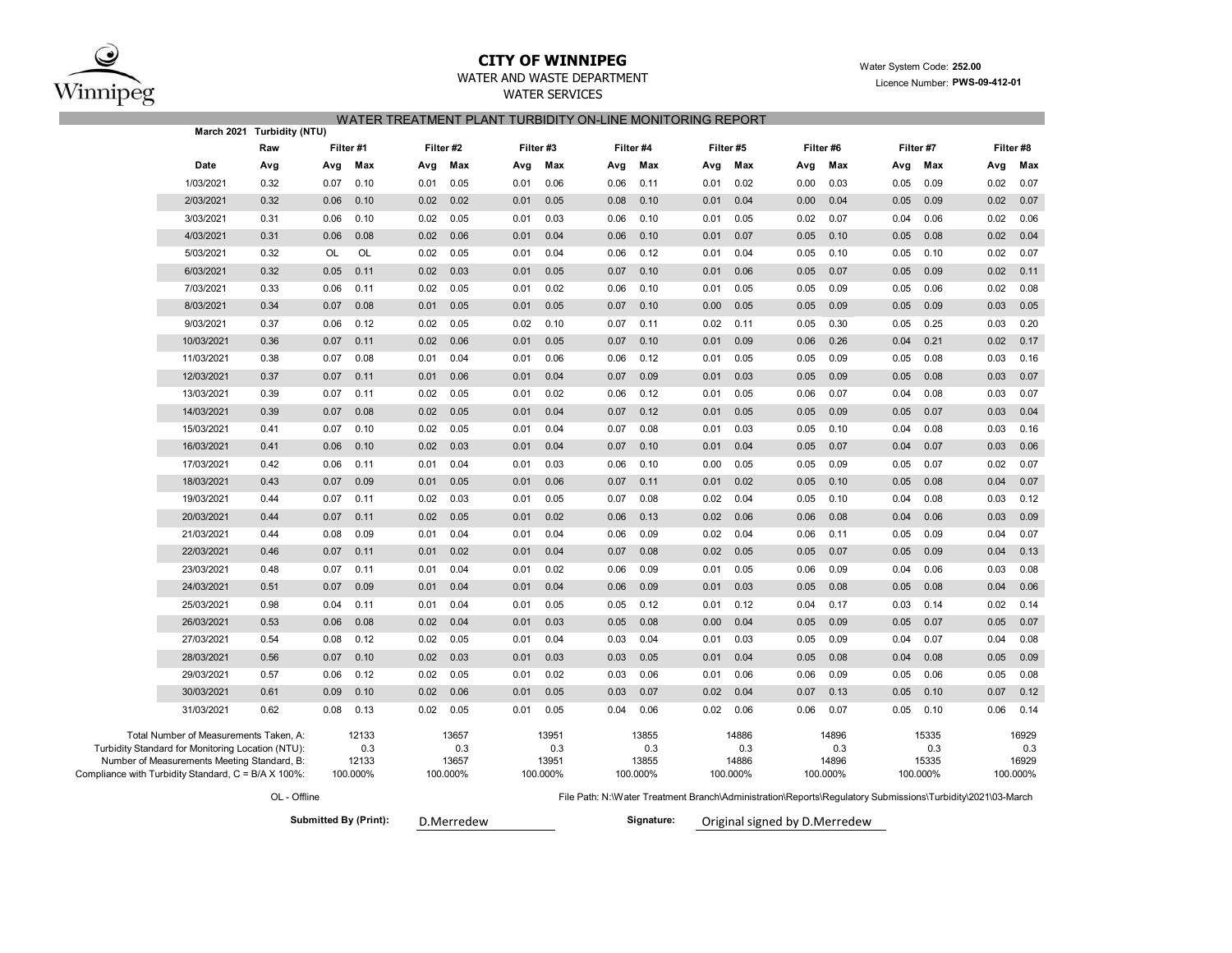# CITY OF WINNIPEG

WATER AND WASTE DEPARTMENT

WATER SERVICES

Water System Code: **252.00**

Licence Number: **PWS-09-412-01**

## WATER TREATMENT PLANT TURBIDITY ON-LINE MONITORING REPORT

**March 2021 Turbidity (NTU)**

| | Raw | Filter #1 | | Filter #2 | | Filter #3 | | Filter #4 | | Filter #5 | | Filter #6 | | Filter #7 | | Filter #8 | |
|---|---|---|---|---|---|---|---|---|---|---|---|---|---|---|---|---|---|
| **Date** | **Avg** | **Avg** | **Max** | **Avg** | **Max** | **Avg** | **Max** | **Avg** | **Max** | **Avg** | **Max** | **Avg** | **Max** | **Avg** | **Max** | **Avg** | **Max** |
| 1/03/2021 | 0.32 | 0.07 | 0.10 | 0.01 | 0.05 | 0.01 | 0.06 | 0.06 | 0.11 | 0.01 | 0.02 | 0.00 | 0.03 | 0.05 | 0.09 | 0.02 | 0.07 |
| 2/03/2021 | 0.32 | 0.06 | 0.10 | 0.02 | 0.02 | 0.01 | 0.05 | 0.08 | 0.10 | 0.01 | 0.04 | 0.00 | 0.04 | 0.05 | 0.09 | 0.02 | 0.07 |
| 3/03/2021 | 0.31 | 0.06 | 0.10 | 0.02 | 0.05 | 0.01 | 0.03 | 0.06 | 0.10 | 0.01 | 0.05 | 0.02 | 0.07 | 0.04 | 0.06 | 0.02 | 0.06 |
| 4/03/2021 | 0.31 | 0.06 | 0.08 | 0.02 | 0.06 | 0.01 | 0.04 | 0.06 | 0.10 | 0.01 | 0.07 | 0.05 | 0.10 | 0.05 | 0.08 | 0.02 | 0.04 |
| 5/03/2021 | 0.32 | OL | OL | 0.02 | 0.05 | 0.01 | 0.04 | 0.06 | 0.12 | 0.01 | 0.04 | 0.05 | 0.10 | 0.05 | 0.10 | 0.02 | 0.07 |
| 6/03/2021 | 0.32 | 0.05 | 0.11 | 0.02 | 0.03 | 0.01 | 0.05 | 0.07 | 0.10 | 0.01 | 0.06 | 0.05 | 0.07 | 0.05 | 0.09 | 0.02 | 0.11 |
| 7/03/2021 | 0.33 | 0.06 | 0.11 | 0.02 | 0.05 | 0.01 | 0.02 | 0.06 | 0.10 | 0.01 | 0.05 | 0.05 | 0.09 | 0.05 | 0.06 | 0.02 | 0.08 |
| 8/03/2021 | 0.34 | 0.07 | 0.08 | 0.01 | 0.05 | 0.01 | 0.05 | 0.07 | 0.10 | 0.00 | 0.05 | 0.05 | 0.09 | 0.05 | 0.09 | 0.03 | 0.05 |
| 9/03/2021 | 0.37 | 0.06 | 0.12 | 0.02 | 0.05 | 0.02 | 0.10 | 0.07 | 0.11 | 0.02 | 0.11 | 0.05 | 0.30 | 0.05 | 0.25 | 0.03 | 0.20 |
| 10/03/2021 | 0.36 | 0.07 | 0.11 | 0.02 | 0.06 | 0.01 | 0.05 | 0.07 | 0.10 | 0.01 | 0.09 | 0.06 | 0.26 | 0.04 | 0.21 | 0.02 | 0.17 |
| 11/03/2021 | 0.38 | 0.07 | 0.08 | 0.01 | 0.04 | 0.01 | 0.06 | 0.06 | 0.12 | 0.01 | 0.05 | 0.05 | 0.09 | 0.05 | 0.08 | 0.03 | 0.16 |
| 12/03/2021 | 0.37 | 0.07 | 0.11 | 0.01 | 0.06 | 0.01 | 0.04 | 0.07 | 0.09 | 0.01 | 0.03 | 0.05 | 0.09 | 0.05 | 0.08 | 0.03 | 0.07 |
| 13/03/2021 | 0.39 | 0.07 | 0.11 | 0.02 | 0.05 | 0.01 | 0.02 | 0.06 | 0.12 | 0.01 | 0.05 | 0.06 | 0.07 | 0.04 | 0.08 | 0.03 | 0.07 |
| 14/03/2021 | 0.39 | 0.07 | 0.08 | 0.02 | 0.05 | 0.01 | 0.04 | 0.07 | 0.12 | 0.01 | 0.05 | 0.05 | 0.09 | 0.05 | 0.07 | 0.03 | 0.04 |
| 15/03/2021 | 0.41 | 0.07 | 0.10 | 0.02 | 0.05 | 0.01 | 0.04 | 0.07 | 0.08 | 0.01 | 0.03 | 0.05 | 0.10 | 0.04 | 0.08 | 0.03 | 0.16 |
| 16/03/2021 | 0.41 | 0.06 | 0.10 | 0.02 | 0.03 | 0.01 | 0.04 | 0.07 | 0.10 | 0.01 | 0.04 | 0.05 | 0.07 | 0.04 | 0.07 | 0.03 | 0.06 |
| 17/03/2021 | 0.42 | 0.06 | 0.11 | 0.01 | 0.04 | 0.01 | 0.03 | 0.06 | 0.10 | 0.00 | 0.05 | 0.05 | 0.09 | 0.05 | 0.07 | 0.02 | 0.07 |
| 18/03/2021 | 0.43 | 0.07 | 0.09 | 0.01 | 0.05 | 0.01 | 0.06 | 0.07 | 0.11 | 0.01 | 0.02 | 0.05 | 0.10 | 0.05 | 0.08 | 0.04 | 0.07 |
| 19/03/2021 | 0.44 | 0.07 | 0.11 | 0.02 | 0.03 | 0.01 | 0.05 | 0.07 | 0.08 | 0.02 | 0.04 | 0.05 | 0.10 | 0.04 | 0.08 | 0.03 | 0.12 |
| 20/03/2021 | 0.44 | 0.07 | 0.11 | 0.02 | 0.05 | 0.01 | 0.02 | 0.06 | 0.13 | 0.02 | 0.06 | 0.06 | 0.08 | 0.04 | 0.06 | 0.03 | 0.09 |
| 21/03/2021 | 0.44 | 0.08 | 0.09 | 0.01 | 0.04 | 0.01 | 0.04 | 0.06 | 0.09 | 0.02 | 0.04 | 0.06 | 0.11 | 0.05 | 0.09 | 0.04 | 0.07 |
| 22/03/2021 | 0.46 | 0.07 | 0.11 | 0.01 | 0.02 | 0.01 | 0.04 | 0.07 | 0.08 | 0.02 | 0.05 | 0.05 | 0.07 | 0.05 | 0.09 | 0.04 | 0.13 |
| 23/03/2021 | 0.48 | 0.07 | 0.11 | 0.01 | 0.04 | 0.01 | 0.02 | 0.06 | 0.09 | 0.01 | 0.05 | 0.06 | 0.09 | 0.04 | 0.06 | 0.03 | 0.08 |
| 24/03/2021 | 0.51 | 0.07 | 0.09 | 0.01 | 0.04 | 0.01 | 0.04 | 0.06 | 0.09 | 0.01 | 0.03 | 0.05 | 0.08 | 0.05 | 0.08 | 0.04 | 0.06 |
| 25/03/2021 | 0.98 | 0.04 | 0.11 | 0.01 | 0.04 | 0.01 | 0.05 | 0.05 | 0.12 | 0.01 | 0.12 | 0.04 | 0.17 | 0.03 | 0.14 | 0.02 | 0.14 |
| 26/03/2021 | 0.53 | 0.06 | 0.08 | 0.02 | 0.04 | 0.01 | 0.03 | 0.05 | 0.08 | 0.00 | 0.04 | 0.05 | 0.09 | 0.05 | 0.07 | 0.05 | 0.07 |
| 27/03/2021 | 0.54 | 0.08 | 0.12 | 0.02 | 0.05 | 0.01 | 0.04 | 0.03 | 0.04 | 0.01 | 0.03 | 0.05 | 0.09 | 0.04 | 0.07 | 0.04 | 0.08 |
| 28/03/2021 | 0.56 | 0.07 | 0.10 | 0.02 | 0.03 | 0.01 | 0.03 | 0.03 | 0.05 | 0.01 | 0.04 | 0.05 | 0.08 | 0.04 | 0.08 | 0.05 | 0.09 |
| 29/03/2021 | 0.57 | 0.06 | 0.12 | 0.02 | 0.05 | 0.01 | 0.02 | 0.03 | 0.06 | 0.01 | 0.06 | 0.06 | 0.09 | 0.05 | 0.06 | 0.05 | 0.08 |
| 30/03/2021 | 0.61 | 0.09 | 0.10 | 0.02 | 0.06 | 0.01 | 0.05 | 0.03 | 0.07 | 0.02 | 0.04 | 0.07 | 0.13 | 0.05 | 0.10 | 0.07 | 0.12 |
| 31/03/2021 | 0.62 | 0.08 | 0.13 | 0.02 | 0.05 | 0.01 | 0.05 | 0.04 | 0.06 | 0.02 | 0.06 | 0.06 | 0.07 | 0.05 | 0.10 | 0.06 | 0.14 |
| Total Number of Measurements Taken, A: | | 12133 | | 13657 | | 13951 | | 13855 | | 14886 | | 14896 | | 15335 | | 16929 | |
| Turbidity Standard for Monitoring Location (NTU): | | 0.3 | | 0.3 | | 0.3 | | 0.3 | | 0.3 | | 0.3 | | 0.3 | | 0.3 | |
| Number of Measurements Meeting Standard, B: | | 12133 | | 13657 | | 13951 | | 13855 | | 14886 | | 14896 | | 15335 | | 16929 | |
| Compliance with Turbidity Standard, C = B/A X 100%: | | 100.000% | | 100.000% | | 100.000% | | 100.000% | | 100.000% | | 100.000% | | 100.000% | | 100.000% | |

OL - Offline

File Path: N:\Water Treatment Branch\Administration\Reports\Regulatory Submissions\Turbidity\2021\03-March

**Submitted By (Print):** D.Merredew

**Signature:** Original signed by D.Merredew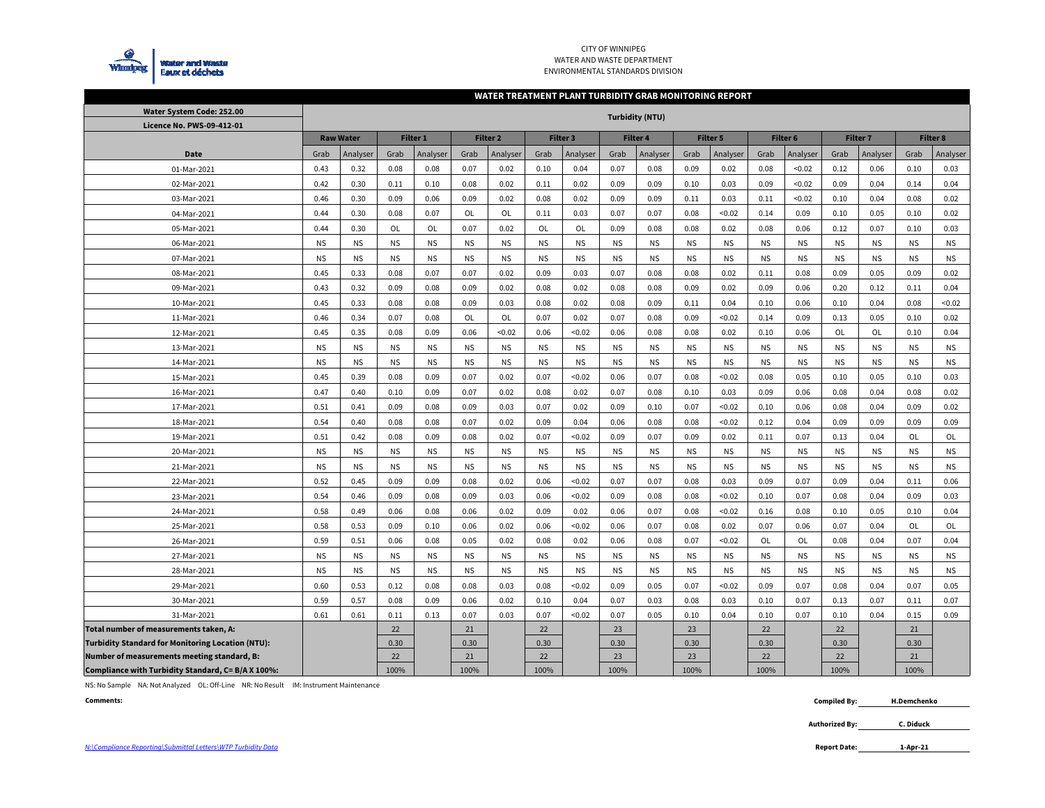CITY OF WINNIPEG
WATER AND WASTE DEPARTMENT
ENVIRONMENTAL STANDARDS DIVISION

## WATER TREATMENT PLANT TURBIDITY GRAB MONITORING REPORT

| Water System Code: 252.00 / Licence No. PWS-09-412-01 | Turbidity (NTU) | | | | | | | | | | | | | | | | | |
|---|---|---|---|---|---|---|---|---|---|---|---|---|---|---|---|---|---|---|
| | Raw Water | | Filter 1 | | Filter 2 | | Filter 3 | | Filter 4 | | Filter 5 | | Filter 6 | | Filter 7 | | Filter 8 | |
| Date | Grab | Analyser | Grab | Analyser | Grab | Analyser | Grab | Analyser | Grab | Analyser | Grab | Analyser | Grab | Analyser | Grab | Analyser | Grab | Analyser |
| 01-Mar-2021 | 0.43 | 0.32 | 0.08 | 0.08 | 0.07 | 0.02 | 0.10 | 0.04 | 0.07 | 0.08 | 0.09 | 0.02 | 0.08 | <0.02 | 0.12 | 0.06 | 0.10 | 0.03 |
| 02-Mar-2021 | 0.42 | 0.30 | 0.11 | 0.10 | 0.08 | 0.02 | 0.11 | 0.02 | 0.09 | 0.09 | 0.10 | 0.03 | 0.09 | <0.02 | 0.09 | 0.04 | 0.14 | 0.04 |
| 03-Mar-2021 | 0.46 | 0.30 | 0.09 | 0.06 | 0.09 | 0.02 | 0.08 | 0.02 | 0.09 | 0.09 | 0.11 | 0.03 | 0.11 | <0.02 | 0.10 | 0.04 | 0.08 | 0.02 |
| 04-Mar-2021 | 0.44 | 0.30 | 0.08 | 0.07 | OL | OL | 0.11 | 0.03 | 0.07 | 0.07 | 0.08 | <0.02 | 0.14 | 0.09 | 0.10 | 0.05 | 0.10 | 0.02 |
| 05-Mar-2021 | 0.44 | 0.30 | OL | OL | 0.07 | 0.02 | OL | OL | 0.09 | 0.08 | 0.08 | 0.02 | 0.08 | 0.06 | 0.12 | 0.07 | 0.10 | 0.03 |
| 06-Mar-2021 | NS | NS | NS | NS | NS | NS | NS | NS | NS | NS | NS | NS | NS | NS | NS | NS | NS | NS |
| 07-Mar-2021 | NS | NS | NS | NS | NS | NS | NS | NS | NS | NS | NS | NS | NS | NS | NS | NS | NS | NS |
| 08-Mar-2021 | 0.45 | 0.33 | 0.08 | 0.07 | 0.07 | 0.02 | 0.09 | 0.03 | 0.07 | 0.08 | 0.08 | 0.02 | 0.11 | 0.08 | 0.09 | 0.05 | 0.09 | 0.02 |
| 09-Mar-2021 | 0.43 | 0.32 | 0.09 | 0.08 | 0.09 | 0.02 | 0.08 | 0.02 | 0.08 | 0.08 | 0.09 | 0.02 | 0.09 | 0.06 | 0.20 | 0.12 | 0.11 | 0.04 |
| 10-Mar-2021 | 0.45 | 0.33 | 0.08 | 0.08 | 0.09 | 0.03 | 0.08 | 0.02 | 0.08 | 0.09 | 0.11 | 0.04 | 0.10 | 0.06 | 0.10 | 0.04 | 0.08 | <0.02 |
| 11-Mar-2021 | 0.46 | 0.34 | 0.07 | 0.08 | OL | OL | 0.07 | 0.02 | 0.07 | 0.08 | 0.09 | <0.02 | 0.14 | 0.09 | 0.13 | 0.05 | 0.10 | 0.02 |
| 12-Mar-2021 | 0.45 | 0.35 | 0.08 | 0.09 | 0.06 | <0.02 | 0.06 | <0.02 | 0.06 | 0.08 | 0.08 | 0.02 | 0.10 | 0.06 | OL | OL | 0.10 | 0.04 |
| 13-Mar-2021 | NS | NS | NS | NS | NS | NS | NS | NS | NS | NS | NS | NS | NS | NS | NS | NS | NS | NS |
| 14-Mar-2021 | NS | NS | NS | NS | NS | NS | NS | NS | NS | NS | NS | NS | NS | NS | NS | NS | NS | NS |
| 15-Mar-2021 | 0.45 | 0.39 | 0.08 | 0.09 | 0.07 | 0.02 | 0.07 | <0.02 | 0.06 | 0.07 | 0.08 | <0.02 | 0.08 | 0.05 | 0.10 | 0.05 | 0.10 | 0.03 |
| 16-Mar-2021 | 0.47 | 0.40 | 0.10 | 0.09 | 0.07 | 0.02 | 0.08 | 0.02 | 0.07 | 0.08 | 0.10 | 0.03 | 0.09 | 0.06 | 0.08 | 0.04 | 0.08 | 0.02 |
| 17-Mar-2021 | 0.51 | 0.41 | 0.09 | 0.08 | 0.09 | 0.03 | 0.07 | 0.02 | 0.09 | 0.10 | 0.07 | <0.02 | 0.10 | 0.06 | 0.08 | 0.04 | 0.09 | 0.02 |
| 18-Mar-2021 | 0.54 | 0.40 | 0.08 | 0.08 | 0.07 | 0.02 | 0.09 | 0.04 | 0.06 | 0.08 | 0.08 | <0.02 | 0.12 | 0.04 | 0.09 | 0.09 | 0.09 | 0.09 |
| 19-Mar-2021 | 0.51 | 0.42 | 0.08 | 0.09 | 0.08 | 0.02 | 0.07 | <0.02 | 0.09 | 0.07 | 0.09 | 0.02 | 0.11 | 0.07 | 0.13 | 0.04 | OL | OL |
| 20-Mar-2021 | NS | NS | NS | NS | NS | NS | NS | NS | NS | NS | NS | NS | NS | NS | NS | NS | NS | NS |
| 21-Mar-2021 | NS | NS | NS | NS | NS | NS | NS | NS | NS | NS | NS | NS | NS | NS | NS | NS | NS | NS |
| 22-Mar-2021 | 0.52 | 0.45 | 0.09 | 0.09 | 0.08 | 0.02 | 0.06 | <0.02 | 0.07 | 0.07 | 0.08 | 0.03 | 0.09 | 0.07 | 0.09 | 0.04 | 0.11 | 0.06 |
| 23-Mar-2021 | 0.54 | 0.46 | 0.09 | 0.08 | 0.09 | 0.03 | 0.06 | <0.02 | 0.09 | 0.08 | 0.08 | <0.02 | 0.10 | 0.07 | 0.08 | 0.04 | 0.09 | 0.03 |
| 24-Mar-2021 | 0.58 | 0.49 | 0.06 | 0.08 | 0.06 | 0.02 | 0.09 | 0.02 | 0.06 | 0.07 | 0.08 | <0.02 | 0.16 | 0.08 | 0.10 | 0.05 | 0.10 | 0.04 |
| 25-Mar-2021 | 0.58 | 0.53 | 0.09 | 0.10 | 0.06 | 0.02 | 0.06 | <0.02 | 0.06 | 0.07 | 0.08 | 0.02 | 0.07 | 0.06 | 0.07 | 0.04 | OL | OL |
| 26-Mar-2021 | 0.59 | 0.51 | 0.06 | 0.08 | 0.05 | 0.02 | 0.08 | 0.02 | 0.06 | 0.08 | 0.07 | <0.02 | OL | OL | 0.08 | 0.04 | 0.07 | 0.04 |
| 27-Mar-2021 | NS | NS | NS | NS | NS | NS | NS | NS | NS | NS | NS | NS | NS | NS | NS | NS | NS | NS |
| 28-Mar-2021 | NS | NS | NS | NS | NS | NS | NS | NS | NS | NS | NS | NS | NS | NS | NS | NS | NS | NS |
| 29-Mar-2021 | 0.60 | 0.53 | 0.12 | 0.08 | 0.08 | 0.03 | 0.08 | <0.02 | 0.09 | 0.05 | 0.07 | <0.02 | 0.09 | 0.07 | 0.08 | 0.04 | 0.07 | 0.05 |
| 30-Mar-2021 | 0.59 | 0.57 | 0.08 | 0.09 | 0.06 | 0.02 | 0.10 | 0.04 | 0.07 | 0.03 | 0.08 | 0.03 | 0.10 | 0.07 | 0.13 | 0.07 | 0.11 | 0.07 |
| 31-Mar-2021 | 0.61 | 0.61 | 0.11 | 0.13 | 0.07 | 0.03 | 0.07 | <0.02 | 0.07 | 0.05 | 0.10 | 0.04 | 0.10 | 0.07 | 0.10 | 0.04 | 0.15 | 0.09 |
| **Total number of measurements taken, A:** | | | 22 | | 21 | | 22 | | 23 | | 23 | | 22 | | 22 | | 21 | |
| **Turbidity Standard for Monitoring Location (NTU):** | | | 0.30 | | 0.30 | | 0.30 | | 0.30 | | 0.30 | | 0.30 | | 0.30 | | 0.30 | |
| **Number of measurements meeting standard, B:** | | | 22 | | 21 | | 22 | | 23 | | 23 | | 22 | | 22 | | 21 | |
| **Compliance with Turbidity Standard, C= B/A X 100%:** | | | 100% | | 100% | | 100% | | 100% | | 100% | | 100% | | 100% | | 100% | |

NS: No Sample NA: Not Analyzed OL: Off-Line NR: No Result IM: Instrument Maintenance

**Comments:**

**Compiled By:** H.Demchenko

**Authorized By:** C. Diduck

**Report Date:** 1-Apr-21

*N:\Compliance Reporting\Submittal Letters\WTP Turbidity Data*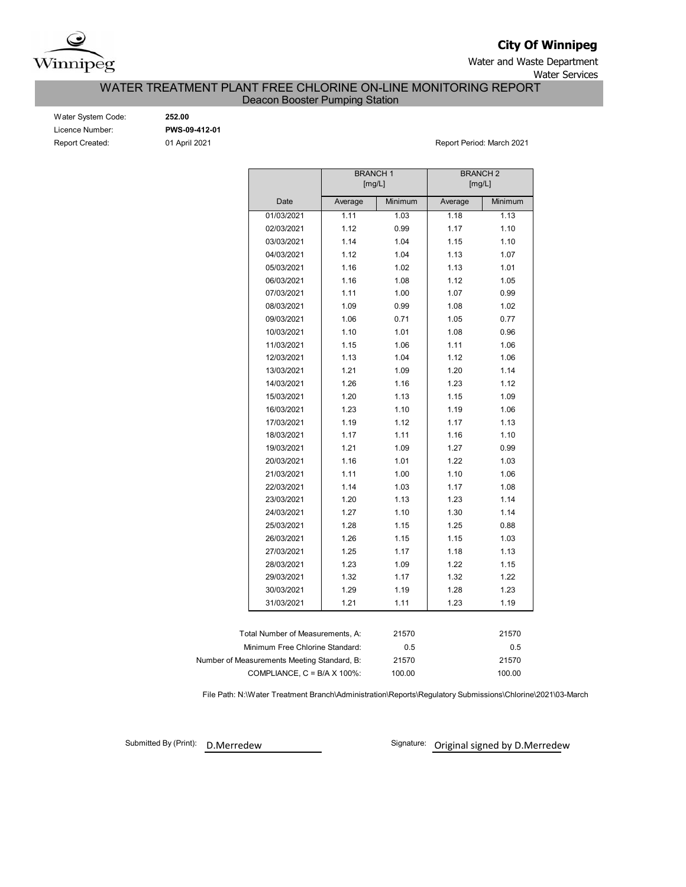**City Of Winnipeg**

Water and Waste Department

Water Services

# WATER TREATMENT PLANT FREE CHLORINE ON-LINE MONITORING REPORT

## Deacon Booster Pumping Station

Water System Code: **252.00**

Licence Number: **PWS-09-412-01**

Report Created: 01 April 2021

Report Period: March 2021

| | BRANCH 1 [mg/L] | | BRANCH 2 [mg/L] | |
|---|---|---|---|---|
| Date | Average | Minimum | Average | Minimum |
| 01/03/2021 | 1.11 | 1.03 | 1.18 | 1.13 |
| 02/03/2021 | 1.12 | 0.99 | 1.17 | 1.10 |
| 03/03/2021 | 1.14 | 1.04 | 1.15 | 1.10 |
| 04/03/2021 | 1.12 | 1.04 | 1.13 | 1.07 |
| 05/03/2021 | 1.16 | 1.02 | 1.13 | 1.01 |
| 06/03/2021 | 1.16 | 1.08 | 1.12 | 1.05 |
| 07/03/2021 | 1.11 | 1.00 | 1.07 | 0.99 |
| 08/03/2021 | 1.09 | 0.99 | 1.08 | 1.02 |
| 09/03/2021 | 1.06 | 0.71 | 1.05 | 0.77 |
| 10/03/2021 | 1.10 | 1.01 | 1.08 | 0.96 |
| 11/03/2021 | 1.15 | 1.06 | 1.11 | 1.06 |
| 12/03/2021 | 1.13 | 1.04 | 1.12 | 1.06 |
| 13/03/2021 | 1.21 | 1.09 | 1.20 | 1.14 |
| 14/03/2021 | 1.26 | 1.16 | 1.23 | 1.12 |
| 15/03/2021 | 1.20 | 1.13 | 1.15 | 1.09 |
| 16/03/2021 | 1.23 | 1.10 | 1.19 | 1.06 |
| 17/03/2021 | 1.19 | 1.12 | 1.17 | 1.13 |
| 18/03/2021 | 1.17 | 1.11 | 1.16 | 1.10 |
| 19/03/2021 | 1.21 | 1.09 | 1.27 | 0.99 |
| 20/03/2021 | 1.16 | 1.01 | 1.22 | 1.03 |
| 21/03/2021 | 1.11 | 1.00 | 1.10 | 1.06 |
| 22/03/2021 | 1.14 | 1.03 | 1.17 | 1.08 |
| 23/03/2021 | 1.20 | 1.13 | 1.23 | 1.14 |
| 24/03/2021 | 1.27 | 1.10 | 1.30 | 1.14 |
| 25/03/2021 | 1.28 | 1.15 | 1.25 | 0.88 |
| 26/03/2021 | 1.26 | 1.15 | 1.15 | 1.03 |
| 27/03/2021 | 1.25 | 1.17 | 1.18 | 1.13 |
| 28/03/2021 | 1.23 | 1.09 | 1.22 | 1.15 |
| 29/03/2021 | 1.32 | 1.17 | 1.32 | 1.22 |
| 30/03/2021 | 1.29 | 1.19 | 1.28 | 1.23 |
| 31/03/2021 | 1.21 | 1.11 | 1.23 | 1.19 |

| | Branch 1 | Branch 2 |
|---|---|---|
| Total Number of Measurements, A: | 21570 | 21570 |
| Minimum Free Chlorine Standard: | 0.5 | 0.5 |
| Number of Measurements Meeting Standard, B: | 21570 | 21570 |
| COMPLIANCE, C = B/A X 100%: | 100.00 | 100.00 |

File Path: N:\Water Treatment Branch\Administration\Reports\Regulatory Submissions\Chlorine\2021\03-March

Submitted By (Print): D.Merredew

Signature: Original signed by D.Merredew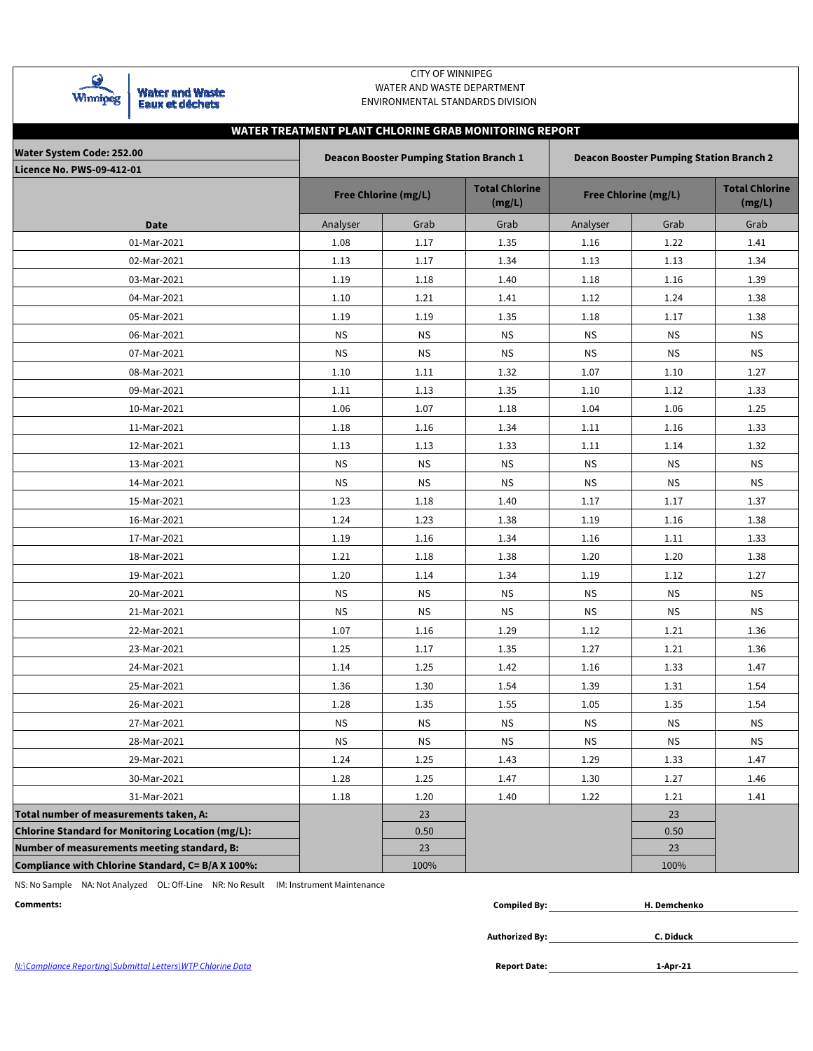CITY OF WINNIPEG
WATER AND WASTE DEPARTMENT
ENVIRONMENTAL STANDARDS DIVISION

## WATER TREATMENT PLANT CHLORINE GRAB MONITORING REPORT

| Water System Code: 252.00 / Licence No. PWS-09-412-01 | Deacon Booster Pumping Station Branch 1 | | | Deacon Booster Pumping Station Branch 2 | | |
|---|---|---|---|---|---|---|
| | Free Chlorine (mg/L) | | Total Chlorine (mg/L) | Free Chlorine (mg/L) | | Total Chlorine (mg/L) |
| **Date** | Analyser | Grab | Grab | Analyser | Grab | Grab |
| 01-Mar-2021 | 1.08 | 1.17 | 1.35 | 1.16 | 1.22 | 1.41 |
| 02-Mar-2021 | 1.13 | 1.17 | 1.34 | 1.13 | 1.13 | 1.34 |
| 03-Mar-2021 | 1.19 | 1.18 | 1.40 | 1.18 | 1.16 | 1.39 |
| 04-Mar-2021 | 1.10 | 1.21 | 1.41 | 1.12 | 1.24 | 1.38 |
| 05-Mar-2021 | 1.19 | 1.19 | 1.35 | 1.18 | 1.17 | 1.38 |
| 06-Mar-2021 | NS | NS | NS | NS | NS | NS |
| 07-Mar-2021 | NS | NS | NS | NS | NS | NS |
| 08-Mar-2021 | 1.10 | 1.11 | 1.32 | 1.07 | 1.10 | 1.27 |
| 09-Mar-2021 | 1.11 | 1.13 | 1.35 | 1.10 | 1.12 | 1.33 |
| 10-Mar-2021 | 1.06 | 1.07 | 1.18 | 1.04 | 1.06 | 1.25 |
| 11-Mar-2021 | 1.18 | 1.16 | 1.34 | 1.11 | 1.16 | 1.33 |
| 12-Mar-2021 | 1.13 | 1.13 | 1.33 | 1.11 | 1.14 | 1.32 |
| 13-Mar-2021 | NS | NS | NS | NS | NS | NS |
| 14-Mar-2021 | NS | NS | NS | NS | NS | NS |
| 15-Mar-2021 | 1.23 | 1.18 | 1.40 | 1.17 | 1.17 | 1.37 |
| 16-Mar-2021 | 1.24 | 1.23 | 1.38 | 1.19 | 1.16 | 1.38 |
| 17-Mar-2021 | 1.19 | 1.16 | 1.34 | 1.16 | 1.11 | 1.33 |
| 18-Mar-2021 | 1.21 | 1.18 | 1.38 | 1.20 | 1.20 | 1.38 |
| 19-Mar-2021 | 1.20 | 1.14 | 1.34 | 1.19 | 1.12 | 1.27 |
| 20-Mar-2021 | NS | NS | NS | NS | NS | NS |
| 21-Mar-2021 | NS | NS | NS | NS | NS | NS |
| 22-Mar-2021 | 1.07 | 1.16 | 1.29 | 1.12 | 1.21 | 1.36 |
| 23-Mar-2021 | 1.25 | 1.17 | 1.35 | 1.27 | 1.21 | 1.36 |
| 24-Mar-2021 | 1.14 | 1.25 | 1.42 | 1.16 | 1.33 | 1.47 |
| 25-Mar-2021 | 1.36 | 1.30 | 1.54 | 1.39 | 1.31 | 1.54 |
| 26-Mar-2021 | 1.28 | 1.35 | 1.55 | 1.05 | 1.35 | 1.54 |
| 27-Mar-2021 | NS | NS | NS | NS | NS | NS |
| 28-Mar-2021 | NS | NS | NS | NS | NS | NS |
| 29-Mar-2021 | 1.24 | 1.25 | 1.43 | 1.29 | 1.33 | 1.47 |
| 30-Mar-2021 | 1.28 | 1.25 | 1.47 | 1.30 | 1.27 | 1.46 |
| 31-Mar-2021 | 1.18 | 1.20 | 1.40 | 1.22 | 1.21 | 1.41 |
| **Total number of measurements taken, A:** | | 23 | | | 23 | |
| **Chlorine Standard for Monitoring Location (mg/L):** | | 0.50 | | | 0.50 | |
| **Number of measurements meeting standard, B:** | | 23 | | | 23 | |
| **Compliance with Chlorine Standard, C= B/A X 100%:** | | 100% | | | 100% | |

NS: No Sample NA: Not Analyzed OL: Off-Line NR: No Result IM: Instrument Maintenance

**Comments:**

**Compiled By:** H. Demchenko

**Authorized By:** C. Diduck

**Report Date:** 1-Apr-21

N:\Compliance Reporting\Submittal Letters\WTP Chlorine Data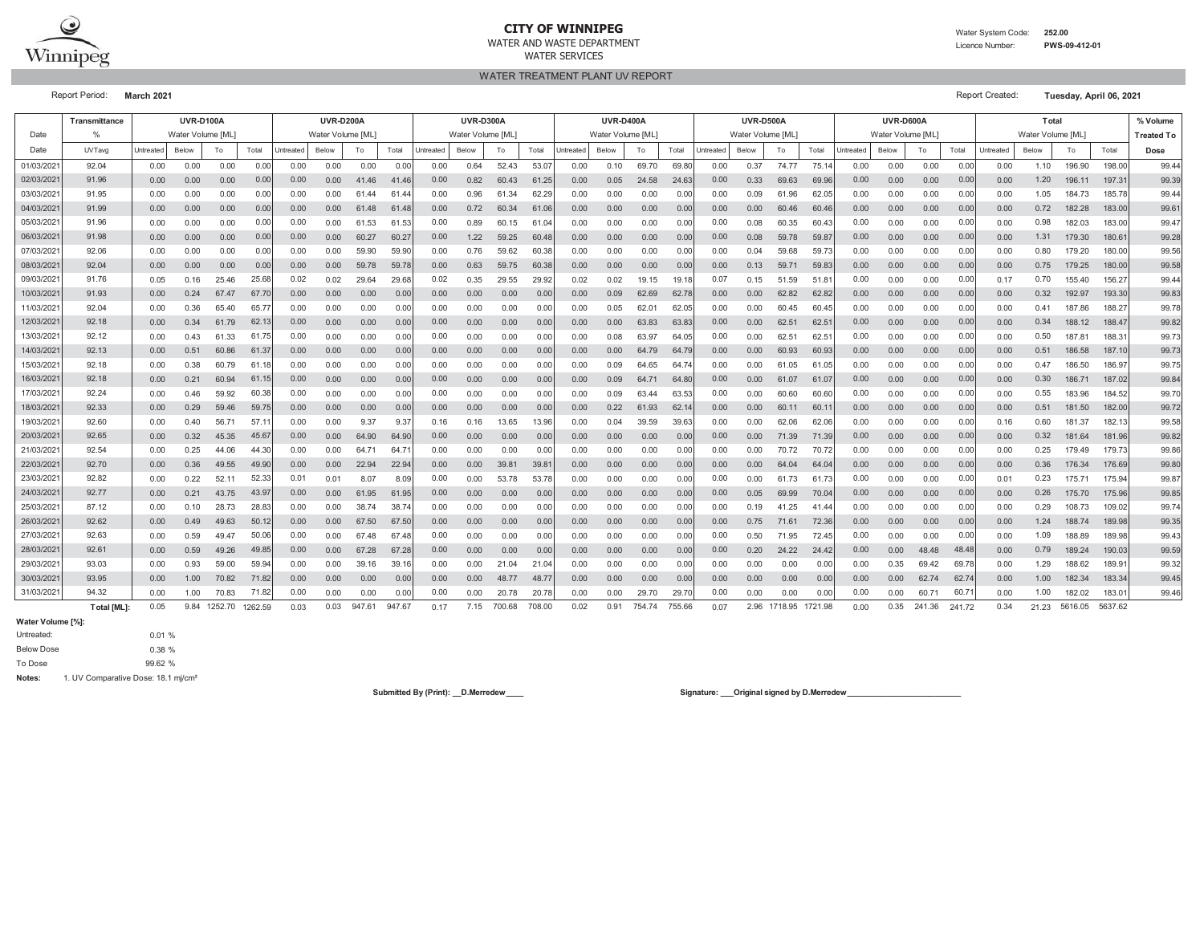# CITY OF WINNIPEG

WATER AND WASTE DEPARTMENT

WATER SERVICES

Water System Code: **252.00**

Licence Number: **PWS-09-412-01**

## WATER TREATMENT PLANT UV REPORT

Report Period: **March 2021**

Report Created: **Tuesday, April 06, 2021**

| Date | Transmittance % | UVR-D100A Water Volume [ML] | | | | UVR-D200A Water Volume [ML] | | | | UVR-D300A Water Volume [ML] | | | | UVR-D400A Water Volume [ML] | | | | UVR-D500A Water Volume [ML] | | | | UVR-D600A Water Volume [ML] | | | | Total Water Volume [ML] | | | | % Volume Treated To |
|---|---|---|---|---|---|---|---|---|---|---|---|---|---|---|---|---|---|---|---|---|---|---|---|---|---|---|---|---|---|---|
| Date | UVTavg | Untreated | Below | To | Total | Untreated | Below | To | Total | Untreated | Below | To | Total | Untreated | Below | To | Total | Untreated | Below | To | Total | Untreated | Below | To | Total | Untreated | Below | To | Total | Dose |
| 01/03/2021 | 92.04 | 0.00 | 0.00 | 0.00 | 0.00 | 0.00 | 0.00 | 0.00 | 0.00 | 0.00 | 0.64 | 52.43 | 53.07 | 0.00 | 0.10 | 69.70 | 69.80 | 0.00 | 0.37 | 74.77 | 75.14 | 0.00 | 0.00 | 0.00 | 0.00 | 0.00 | 1.10 | 196.90 | 198.00 | 99.44 |
| 02/03/2021 | 91.96 | 0.00 | 0.00 | 0.00 | 0.00 | 0.00 | 0.00 | 41.46 | 41.46 | 0.00 | 0.82 | 60.43 | 61.25 | 0.00 | 0.05 | 24.58 | 24.63 | 0.00 | 0.33 | 69.63 | 69.96 | 0.00 | 0.00 | 0.00 | 0.00 | 0.00 | 1.20 | 196.11 | 197.31 | 99.39 |
| 03/03/2021 | 91.95 | 0.00 | 0.00 | 0.00 | 0.00 | 0.00 | 0.00 | 61.44 | 61.44 | 0.00 | 0.96 | 61.34 | 62.29 | 0.00 | 0.00 | 0.00 | 0.00 | 0.00 | 0.09 | 61.96 | 62.05 | 0.00 | 0.00 | 0.00 | 0.00 | 0.00 | 1.05 | 184.73 | 185.78 | 99.44 |
| 04/03/2021 | 91.99 | 0.00 | 0.00 | 0.00 | 0.00 | 0.00 | 0.00 | 61.48 | 61.48 | 0.00 | 0.72 | 60.34 | 61.06 | 0.00 | 0.00 | 0.00 | 0.00 | 0.00 | 0.00 | 60.46 | 60.46 | 0.00 | 0.00 | 0.00 | 0.00 | 0.00 | 0.72 | 182.28 | 183.00 | 99.61 |
| 05/03/2021 | 91.96 | 0.00 | 0.00 | 0.00 | 0.00 | 0.00 | 0.00 | 61.53 | 61.53 | 0.00 | 0.89 | 60.15 | 61.04 | 0.00 | 0.00 | 0.00 | 0.00 | 0.00 | 0.08 | 60.35 | 60.43 | 0.00 | 0.00 | 0.00 | 0.00 | 0.00 | 0.98 | 182.03 | 183.00 | 99.47 |
| 06/03/2021 | 91.98 | 0.00 | 0.00 | 0.00 | 0.00 | 0.00 | 0.00 | 60.27 | 60.27 | 0.00 | 1.22 | 59.25 | 60.48 | 0.00 | 0.00 | 0.00 | 0.00 | 0.00 | 0.08 | 59.78 | 59.87 | 0.00 | 0.00 | 0.00 | 0.00 | 0.00 | 1.31 | 179.30 | 180.61 | 99.28 |
| 07/03/2021 | 92.06 | 0.00 | 0.00 | 0.00 | 0.00 | 0.00 | 0.00 | 59.90 | 59.90 | 0.00 | 0.76 | 59.62 | 60.38 | 0.00 | 0.00 | 0.00 | 0.00 | 0.00 | 0.04 | 59.68 | 59.73 | 0.00 | 0.00 | 0.00 | 0.00 | 0.00 | 0.80 | 179.20 | 180.00 | 99.56 |
| 08/03/2021 | 92.04 | 0.00 | 0.00 | 0.00 | 0.00 | 0.00 | 0.00 | 59.78 | 59.78 | 0.00 | 0.63 | 59.75 | 60.38 | 0.00 | 0.00 | 0.00 | 0.00 | 0.00 | 0.13 | 59.71 | 59.83 | 0.00 | 0.00 | 0.00 | 0.00 | 0.00 | 0.75 | 179.25 | 180.00 | 99.58 |
| 09/03/2021 | 91.76 | 0.05 | 0.16 | 25.46 | 25.68 | 0.02 | 0.02 | 29.64 | 29.68 | 0.02 | 0.35 | 29.55 | 29.92 | 0.02 | 0.02 | 19.15 | 19.18 | 0.07 | 0.15 | 51.59 | 51.81 | 0.00 | 0.00 | 0.00 | 0.00 | 0.17 | 0.70 | 155.40 | 156.27 | 99.44 |
| 10/03/2021 | 91.93 | 0.00 | 0.24 | 67.47 | 67.70 | 0.00 | 0.00 | 0.00 | 0.00 | 0.00 | 0.00 | 0.00 | 0.00 | 0.00 | 0.09 | 62.69 | 62.78 | 0.00 | 0.00 | 62.82 | 62.82 | 0.00 | 0.00 | 0.00 | 0.00 | 0.00 | 0.32 | 192.97 | 193.30 | 99.83 |
| 11/03/2021 | 92.04 | 0.00 | 0.36 | 65.40 | 65.77 | 0.00 | 0.00 | 0.00 | 0.00 | 0.00 | 0.00 | 0.00 | 0.00 | 0.00 | 0.05 | 62.01 | 62.05 | 0.00 | 0.00 | 60.45 | 60.45 | 0.00 | 0.00 | 0.00 | 0.00 | 0.00 | 0.41 | 187.86 | 188.27 | 99.78 |
| 12/03/2021 | 92.18 | 0.00 | 0.34 | 61.79 | 62.13 | 0.00 | 0.00 | 0.00 | 0.00 | 0.00 | 0.00 | 0.00 | 0.00 | 0.00 | 0.00 | 63.83 | 63.83 | 0.00 | 0.00 | 62.51 | 62.51 | 0.00 | 0.00 | 0.00 | 0.00 | 0.00 | 0.34 | 188.12 | 188.47 | 99.82 |
| 13/03/2021 | 92.12 | 0.00 | 0.43 | 61.33 | 61.75 | 0.00 | 0.00 | 0.00 | 0.00 | 0.00 | 0.00 | 0.00 | 0.00 | 0.00 | 0.08 | 63.97 | 64.05 | 0.00 | 0.00 | 62.51 | 62.51 | 0.00 | 0.00 | 0.00 | 0.00 | 0.00 | 0.50 | 187.81 | 188.31 | 99.73 |
| 14/03/2021 | 92.13 | 0.00 | 0.51 | 60.86 | 61.37 | 0.00 | 0.00 | 0.00 | 0.00 | 0.00 | 0.00 | 0.00 | 0.00 | 0.00 | 0.00 | 64.79 | 64.79 | 0.00 | 0.00 | 60.93 | 60.93 | 0.00 | 0.00 | 0.00 | 0.00 | 0.00 | 0.51 | 186.58 | 187.10 | 99.73 |
| 15/03/2021 | 92.18 | 0.00 | 0.38 | 60.79 | 61.18 | 0.00 | 0.00 | 0.00 | 0.00 | 0.00 | 0.00 | 0.00 | 0.00 | 0.00 | 0.09 | 64.65 | 64.74 | 0.00 | 0.00 | 61.05 | 61.05 | 0.00 | 0.00 | 0.00 | 0.00 | 0.00 | 0.47 | 186.50 | 186.97 | 99.75 |
| 16/03/2021 | 92.18 | 0.00 | 0.21 | 60.94 | 61.15 | 0.00 | 0.00 | 0.00 | 0.00 | 0.00 | 0.00 | 0.00 | 0.00 | 0.00 | 0.09 | 64.71 | 64.80 | 0.00 | 0.00 | 61.07 | 61.07 | 0.00 | 0.00 | 0.00 | 0.00 | 0.00 | 0.30 | 186.71 | 187.02 | 99.84 |
| 17/03/2021 | 92.24 | 0.00 | 0.46 | 59.92 | 60.38 | 0.00 | 0.00 | 0.00 | 0.00 | 0.00 | 0.00 | 0.00 | 0.00 | 0.00 | 0.09 | 63.44 | 63.53 | 0.00 | 0.00 | 60.60 | 60.60 | 0.00 | 0.00 | 0.00 | 0.00 | 0.00 | 0.55 | 183.96 | 184.52 | 99.70 |
| 18/03/2021 | 92.33 | 0.00 | 0.29 | 59.46 | 59.75 | 0.00 | 0.00 | 0.00 | 0.00 | 0.00 | 0.00 | 0.00 | 0.00 | 0.00 | 0.22 | 61.93 | 62.14 | 0.00 | 0.00 | 60.11 | 60.11 | 0.00 | 0.00 | 0.00 | 0.00 | 0.00 | 0.51 | 181.50 | 182.00 | 99.72 |
| 19/03/2021 | 92.60 | 0.00 | 0.40 | 56.71 | 57.11 | 0.00 | 0.00 | 9.37 | 9.37 | 0.16 | 0.16 | 13.65 | 13.96 | 0.00 | 0.04 | 39.59 | 39.63 | 0.00 | 0.00 | 62.06 | 62.06 | 0.00 | 0.00 | 0.00 | 0.00 | 0.16 | 0.60 | 181.37 | 182.13 | 99.58 |
| 20/03/2021 | 92.65 | 0.00 | 0.32 | 45.35 | 45.67 | 0.00 | 0.00 | 64.90 | 64.90 | 0.00 | 0.00 | 0.00 | 0.00 | 0.00 | 0.00 | 0.00 | 0.00 | 0.00 | 0.00 | 71.39 | 71.39 | 0.00 | 0.00 | 0.00 | 0.00 | 0.00 | 0.32 | 181.64 | 181.96 | 99.82 |
| 21/03/2021 | 92.54 | 0.00 | 0.25 | 44.06 | 44.30 | 0.00 | 0.00 | 64.71 | 64.71 | 0.00 | 0.00 | 0.00 | 0.00 | 0.00 | 0.00 | 0.00 | 0.00 | 0.00 | 0.00 | 70.72 | 70.72 | 0.00 | 0.00 | 0.00 | 0.00 | 0.00 | 0.25 | 179.49 | 179.73 | 99.86 |
| 22/03/2021 | 92.70 | 0.00 | 0.36 | 49.55 | 49.90 | 0.00 | 0.00 | 22.94 | 22.94 | 0.00 | 0.00 | 39.81 | 39.81 | 0.00 | 0.00 | 0.00 | 0.00 | 0.00 | 0.00 | 64.04 | 64.04 | 0.00 | 0.00 | 0.00 | 0.00 | 0.00 | 0.36 | 176.34 | 176.69 | 99.80 |
| 23/03/2021 | 92.82 | 0.00 | 0.22 | 52.11 | 52.33 | 0.01 | 0.01 | 8.07 | 8.09 | 0.00 | 0.00 | 53.78 | 53.78 | 0.00 | 0.00 | 0.00 | 0.00 | 0.00 | 0.00 | 61.73 | 61.73 | 0.00 | 0.00 | 0.00 | 0.00 | 0.01 | 0.23 | 175.71 | 175.94 | 99.87 |
| 24/03/2021 | 92.77 | 0.00 | 0.21 | 43.75 | 43.97 | 0.00 | 0.00 | 61.95 | 61.95 | 0.00 | 0.00 | 0.00 | 0.00 | 0.00 | 0.00 | 0.00 | 0.00 | 0.00 | 0.05 | 69.99 | 70.04 | 0.00 | 0.00 | 0.00 | 0.00 | 0.00 | 0.26 | 175.70 | 175.96 | 99.85 |
| 25/03/2021 | 87.12 | 0.00 | 0.10 | 28.73 | 28.83 | 0.00 | 0.00 | 38.74 | 38.74 | 0.00 | 0.00 | 0.00 | 0.00 | 0.00 | 0.00 | 0.00 | 0.00 | 0.00 | 0.19 | 41.25 | 41.44 | 0.00 | 0.00 | 0.00 | 0.00 | 0.00 | 0.29 | 108.73 | 109.02 | 99.74 |
| 26/03/2021 | 92.62 | 0.00 | 0.49 | 49.63 | 50.12 | 0.00 | 0.00 | 67.50 | 67.50 | 0.00 | 0.00 | 0.00 | 0.00 | 0.00 | 0.00 | 0.00 | 0.00 | 0.00 | 0.75 | 71.61 | 72.36 | 0.00 | 0.00 | 0.00 | 0.00 | 0.00 | 1.24 | 188.74 | 189.98 | 99.35 |
| 27/03/2021 | 92.63 | 0.00 | 0.59 | 49.47 | 50.06 | 0.00 | 0.00 | 67.48 | 67.48 | 0.00 | 0.00 | 0.00 | 0.00 | 0.00 | 0.00 | 0.00 | 0.00 | 0.00 | 0.50 | 71.95 | 72.45 | 0.00 | 0.00 | 0.00 | 0.00 | 0.00 | 1.09 | 188.89 | 189.98 | 99.43 |
| 28/03/2021 | 92.61 | 0.00 | 0.59 | 49.26 | 49.85 | 0.00 | 0.00 | 67.28 | 67.28 | 0.00 | 0.00 | 0.00 | 0.00 | 0.00 | 0.00 | 0.00 | 0.00 | 0.00 | 0.20 | 24.22 | 24.42 | 0.00 | 0.00 | 48.48 | 48.48 | 0.00 | 0.79 | 189.24 | 190.03 | 99.59 |
| 29/03/2021 | 93.03 | 0.00 | 0.93 | 59.00 | 59.94 | 0.00 | 0.00 | 39.16 | 39.16 | 0.00 | 0.00 | 21.04 | 21.04 | 0.00 | 0.00 | 0.00 | 0.00 | 0.00 | 0.00 | 0.00 | 0.00 | 0.00 | 0.35 | 69.42 | 69.78 | 0.00 | 1.29 | 188.62 | 189.91 | 99.32 |
| 30/03/2021 | 93.95 | 0.00 | 1.00 | 70.82 | 71.82 | 0.00 | 0.00 | 0.00 | 0.00 | 0.00 | 0.00 | 48.77 | 48.77 | 0.00 | 0.00 | 0.00 | 0.00 | 0.00 | 0.00 | 0.00 | 0.00 | 0.00 | 0.00 | 62.74 | 62.74 | 0.00 | 1.00 | 182.34 | 183.34 | 99.45 |
| 31/03/2021 | 94.32 | 0.00 | 1.00 | 70.83 | 71.82 | 0.00 | 0.00 | 0.00 | 0.00 | 0.00 | 0.00 | 20.78 | 20.78 | 0.00 | 0.00 | 29.70 | 29.70 | 0.00 | 0.00 | 0.00 | 0.00 | 0.00 | 0.00 | 60.71 | 60.71 | 0.00 | 1.00 | 182.02 | 183.01 | 99.46 |
| Total [ML]: | | 0.05 | 9.84 | 1252.70 | 1262.59 | 0.03 | 0.03 | 947.61 | 947.67 | 0.17 | 7.15 | 700.68 | 708.00 | 0.02 | 0.91 | 754.74 | 755.66 | 0.07 | 2.96 | 1718.95 | 1721.98 | 0.00 | 0.35 | 241.36 | 241.72 | 0.34 | 21.23 | 5616.05 | 5637.62 | |

**Water Volume [%]:**

| | |
|---|---|
| Untreated: | 0.01 % |
| Below Dose | 0.38 % |
| To Dose | 99.62 % |

**Notes:** 1. UV Comparative Dose: 18.1 mj/cm²

**Submitted By (Print): __D.Merredew____**

**Signature: ___Original signed by D.Merredew___________________________**